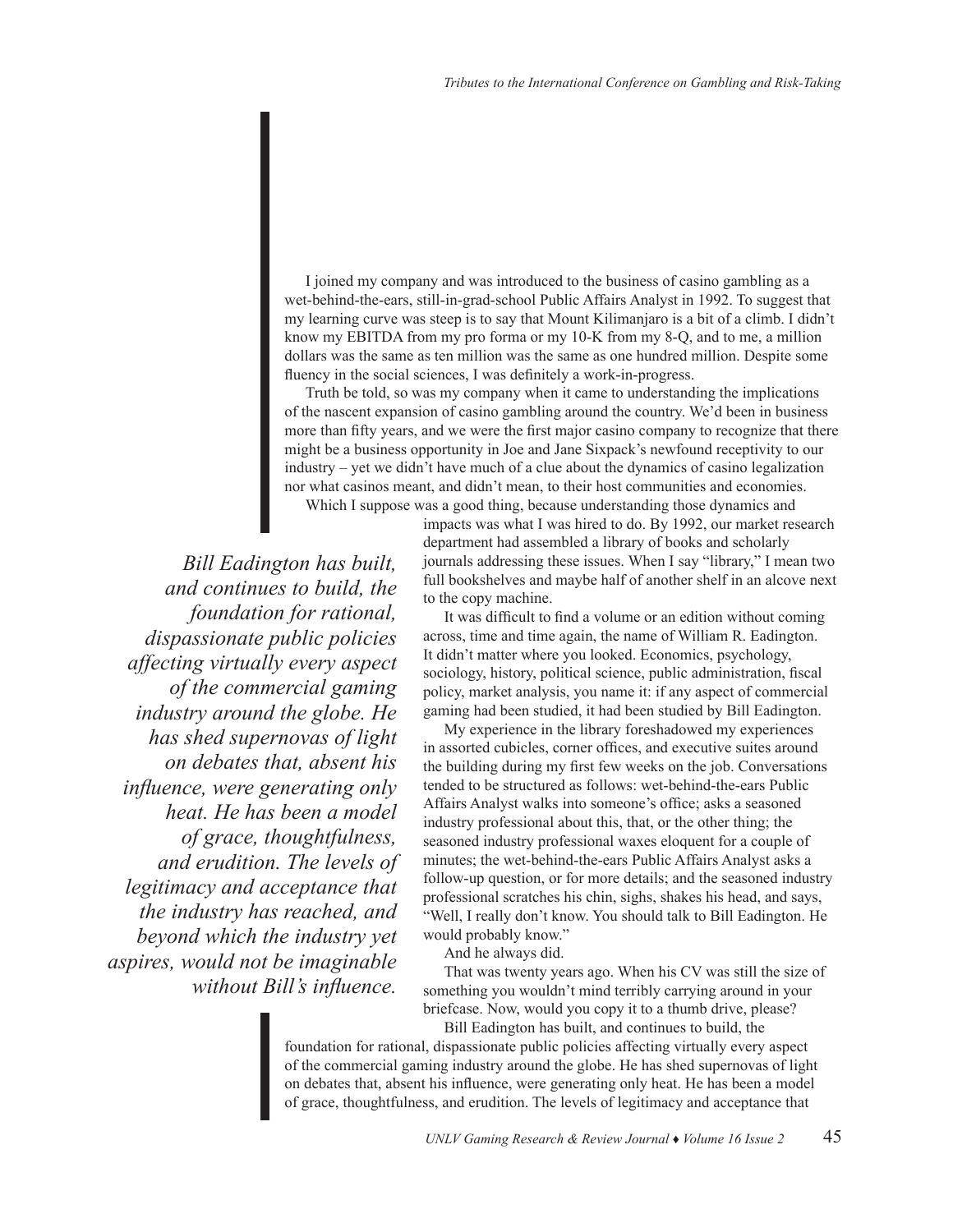I joined my company and was introduced to the business of casino gambling as a wet-behind-the-ears, still-in-grad-school Public Affairs Analyst in 1992. To suggest that my learning curve was steep is to say that Mount Kilimanjaro is a bit of a climb. I didn't know my EBITDA from my pro forma or my 10-K from my 8-Q, and to me, a million dollars was the same as ten million was the same as one hundred million. Despite some fluency in the social sciences, I was definitely a work-in-progress.

Truth be told, so was my company when it came to understanding the implications of the nascent expansion of casino gambling around the country. We'd been in business more than fifty years, and we were the first major casino company to recognize that there might be a business opportunity in Joe and Jane Sixpack's newfound receptivity to our industry – yet we didn't have much of a clue about the dynamics of casino legalization nor what casinos meant, and didn't mean, to their host communities and economies.

Which I suppose was a good thing, because understanding those dynamics and impacts was what I was hired to do. By 1992, our market research department had assembled a library of books and scholarly journals addressing these issues. When I say "library," I mean two full bookshelves and maybe half of another shelf in an alcove next to the copy machine.

*Bill Eadington has built, and continues to build, the foundation for rational, dispassionate public policies affecting virtually every aspect of the commercial gaming industry around the globe. He has shed supernovas of light on debates that, absent his influence, were generating only heat. He has been a model of grace, thoughtfulness, and erudition. The levels of legitimacy and acceptance that the industry has reached, and beyond which the industry yet aspires, would not be imaginable without Bill's influence.*

It was difficult to find a volume or an edition without coming across, time and time again, the name of William R. Eadington. It didn't matter where you looked. Economics, psychology, sociology, history, political science, public administration, fiscal policy, market analysis, you name it: if any aspect of commercial gaming had been studied, it had been studied by Bill Eadington.

My experience in the library foreshadowed my experiences in assorted cubicles, corner offices, and executive suites around the building during my first few weeks on the job. Conversations tended to be structured as follows: wet-behind-the-ears Public Affairs Analyst walks into someone's office; asks a seasoned industry professional about this, that, or the other thing; the seasoned industry professional waxes eloquent for a couple of minutes; the wet-behind-the-ears Public Affairs Analyst asks a follow-up question, or for more details; and the seasoned industry professional scratches his chin, sighs, shakes his head, and says, "Well, I really don't know. You should talk to Bill Eadington. He would probably know."

And he always did.

That was twenty years ago. When his CV was still the size of something you wouldn't mind terribly carrying around in your briefcase. Now, would you copy it to a thumb drive, please?

Bill Eadington has built, and continues to build, the foundation for rational, dispassionate public policies affecting virtually every aspect of the commercial gaming industry around the globe. He has shed supernovas of light on debates that, absent his influence, were generating only heat. He has been a model of grace, thoughtfulness, and erudition. The levels of legitimacy and acceptance that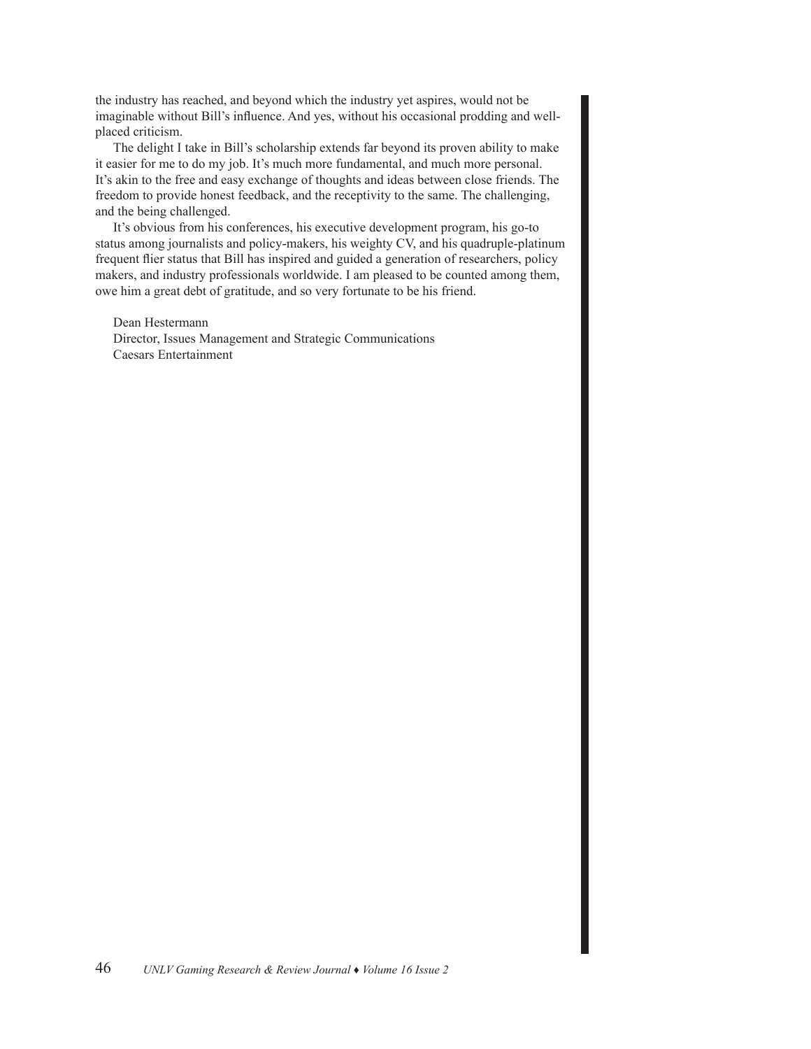the industry has reached, and beyond which the industry yet aspires, would not be imaginable without Bill's influence. And yes, without his occasional prodding and well-placed criticism.

The delight I take in Bill's scholarship extends far beyond its proven ability to make it easier for me to do my job. It's much more fundamental, and much more personal. It's akin to the free and easy exchange of thoughts and ideas between close friends. The freedom to provide honest feedback, and the receptivity to the same. The challenging, and the being challenged.

It's obvious from his conferences, his executive development program, his go-to status among journalists and policy-makers, his weighty CV, and his quadruple-platinum frequent flier status that Bill has inspired and guided a generation of researchers, policy makers, and industry professionals worldwide. I am pleased to be counted among them, owe him a great debt of gratitude, and so very fortunate to be his friend.

Dean Hestermann
Director, Issues Management and Strategic Communications
Caesars Entertainment